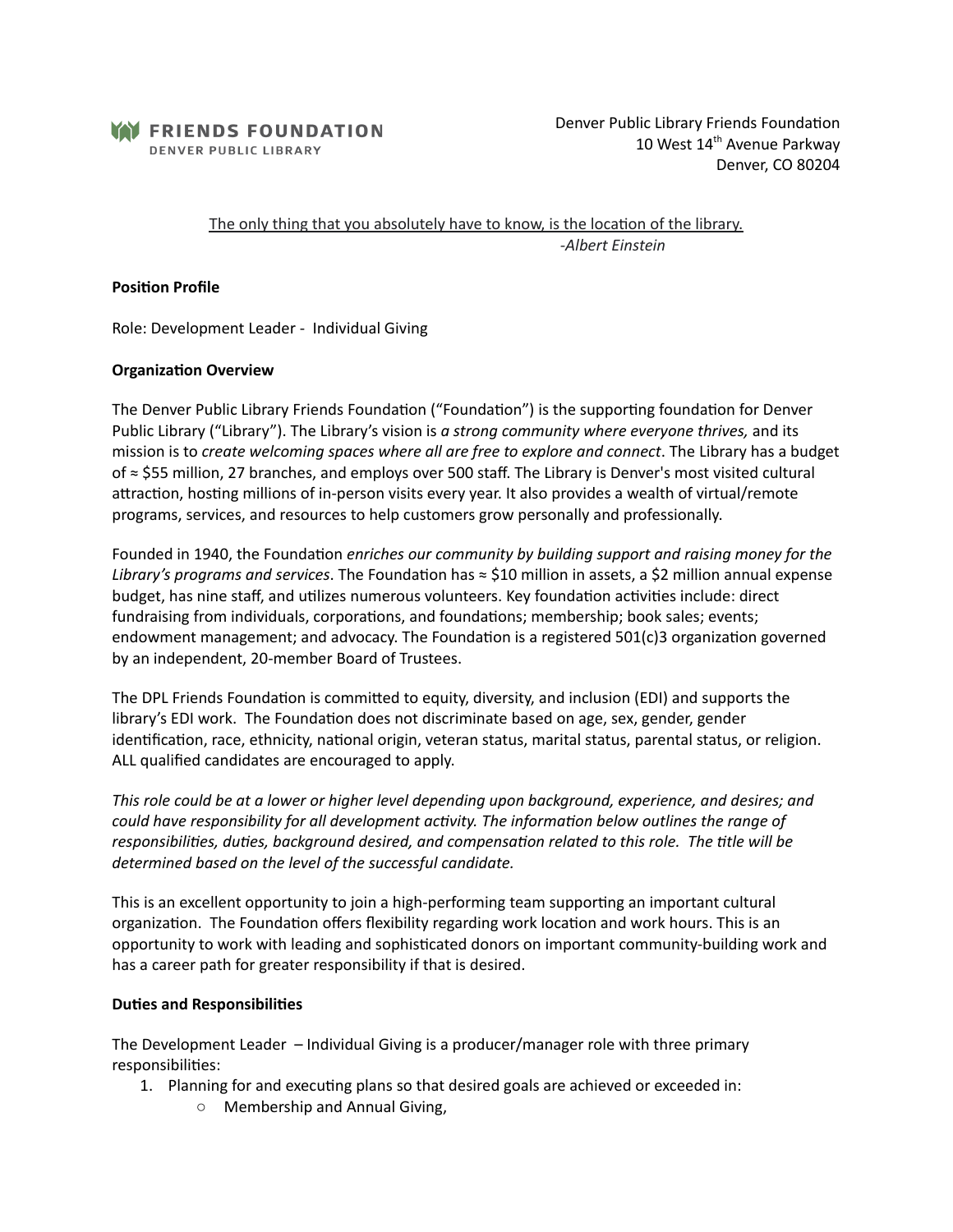**FRIENDS FOUNDATION**
DENVER PUBLIC LIBRARY

Denver Public Library Friends Foundation
10 West 14th Avenue Parkway
Denver, CO 80204

The only thing that you absolutely have to know, is the location of the library.
*-Albert Einstein*

**Position Profile**

Role: Development Leader - Individual Giving

**Organization Overview**

The Denver Public Library Friends Foundation ("Foundation") is the supporting foundation for Denver Public Library ("Library"). The Library's vision is *a strong community where everyone thrives,* and its mission is to *create welcoming spaces where all are free to explore and connect*. The Library has a budget of ≈ $55 million, 27 branches, and employs over 500 staff. The Library is Denver's most visited cultural attraction, hosting millions of in-person visits every year. It also provides a wealth of virtual/remote programs, services, and resources to help customers grow personally and professionally.

Founded in 1940, the Foundation *enriches our community by building support and raising money for the Library's programs and services*. The Foundation has ≈ $10 million in assets, a $2 million annual expense budget, has nine staff, and utilizes numerous volunteers. Key foundation activities include: direct fundraising from individuals, corporations, and foundations; membership; book sales; events; endowment management; and advocacy. The Foundation is a registered 501(c)3 organization governed by an independent, 20-member Board of Trustees.

The DPL Friends Foundation is committed to equity, diversity, and inclusion (EDI) and supports the library's EDI work. The Foundation does not discriminate based on age, sex, gender, gender identification, race, ethnicity, national origin, veteran status, marital status, parental status, or religion. ALL qualified candidates are encouraged to apply.

*This role could be at a lower or higher level depending upon background, experience, and desires; and could have responsibility for all development activity. The information below outlines the range of responsibilities, duties, background desired, and compensation related to this role. The title will be determined based on the level of the successful candidate.*

This is an excellent opportunity to join a high-performing team supporting an important cultural organization. The Foundation offers flexibility regarding work location and work hours. This is an opportunity to work with leading and sophisticated donors on important community-building work and has a career path for greater responsibility if that is desired.

**Duties and Responsibilities**

The Development Leader – Individual Giving is a producer/manager role with three primary responsibilities:

1. Planning for and executing plans so that desired goals are achieved or exceeded in:
    - Membership and Annual Giving,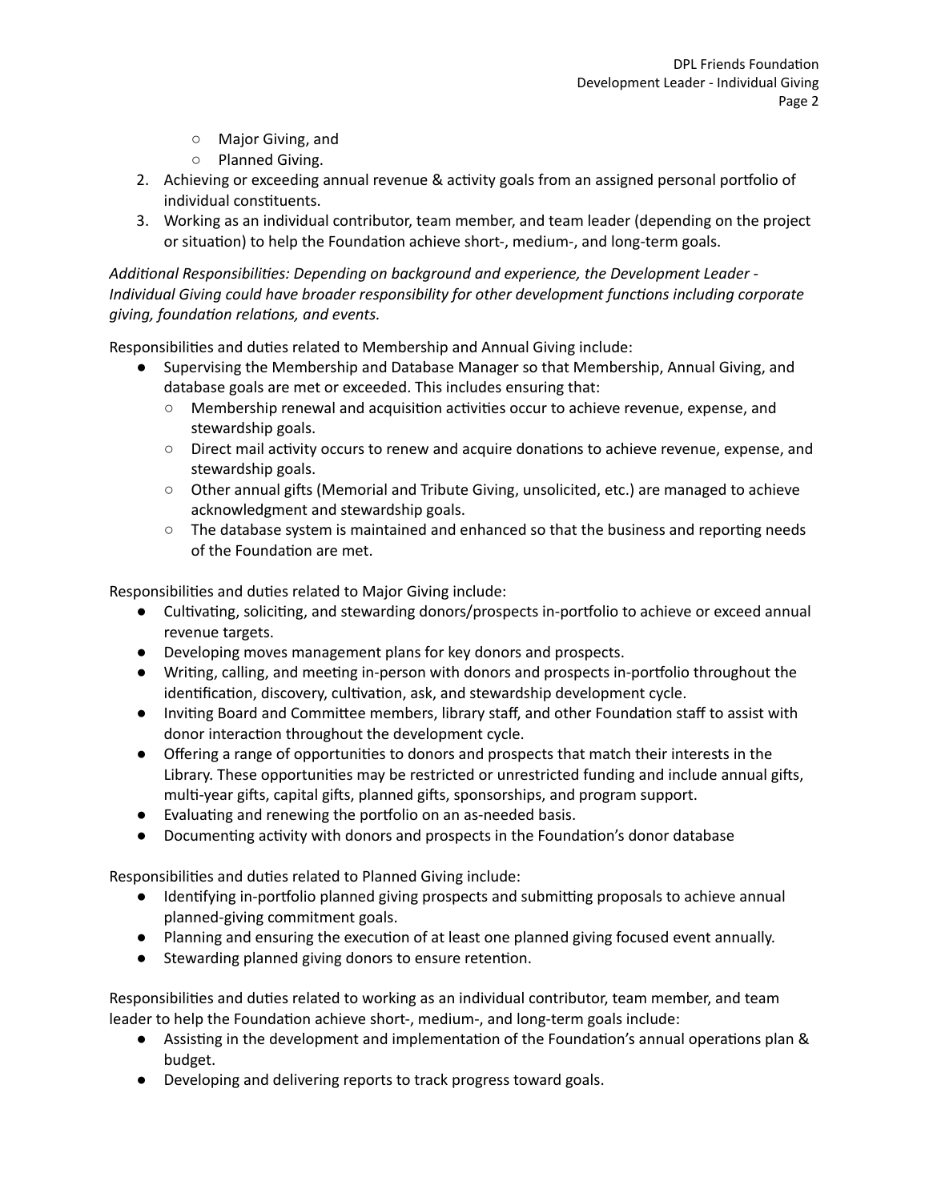- Major Giving, and
- Planned Giving.

2. Achieving or exceeding annual revenue & activity goals from an assigned personal portfolio of individual constituents.
3. Working as an individual contributor, team member, and team leader (depending on the project or situation) to help the Foundation achieve short-, medium-, and long-term goals.

*Additional Responsibilities: Depending on background and experience, the Development Leader - Individual Giving could have broader responsibility for other development functions including corporate giving, foundation relations, and events.*

Responsibilities and duties related to Membership and Annual Giving include:

- Supervising the Membership and Database Manager so that Membership, Annual Giving, and database goals are met or exceeded. This includes ensuring that:
    - Membership renewal and acquisition activities occur to achieve revenue, expense, and stewardship goals.
    - Direct mail activity occurs to renew and acquire donations to achieve revenue, expense, and stewardship goals.
    - Other annual gifts (Memorial and Tribute Giving, unsolicited, etc.) are managed to achieve acknowledgment and stewardship goals.
    - The database system is maintained and enhanced so that the business and reporting needs of the Foundation are met.

Responsibilities and duties related to Major Giving include:

- Cultivating, soliciting, and stewarding donors/prospects in-portfolio to achieve or exceed annual revenue targets.
- Developing moves management plans for key donors and prospects.
- Writing, calling, and meeting in-person with donors and prospects in-portfolio throughout the identification, discovery, cultivation, ask, and stewardship development cycle.
- Inviting Board and Committee members, library staff, and other Foundation staff to assist with donor interaction throughout the development cycle.
- Offering a range of opportunities to donors and prospects that match their interests in the Library. These opportunities may be restricted or unrestricted funding and include annual gifts, multi-year gifts, capital gifts, planned gifts, sponsorships, and program support.
- Evaluating and renewing the portfolio on an as-needed basis.
- Documenting activity with donors and prospects in the Foundation's donor database

Responsibilities and duties related to Planned Giving include:

- Identifying in-portfolio planned giving prospects and submitting proposals to achieve annual planned-giving commitment goals.
- Planning and ensuring the execution of at least one planned giving focused event annually.
- Stewarding planned giving donors to ensure retention.

Responsibilities and duties related to working as an individual contributor, team member, and team leader to help the Foundation achieve short-, medium-, and long-term goals include:

- Assisting in the development and implementation of the Foundation's annual operations plan & budget.
- Developing and delivering reports to track progress toward goals.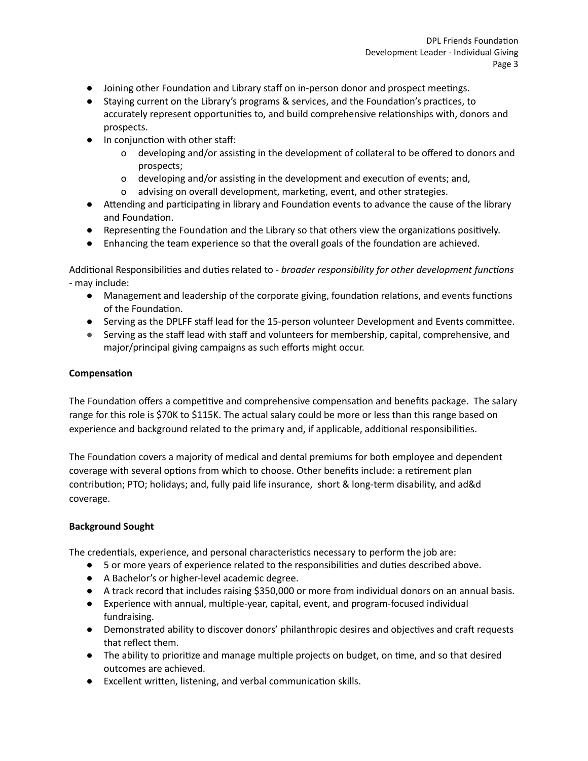- Joining other Foundation and Library staff on in-person donor and prospect meetings.
- Staying current on the Library's programs & services, and the Foundation's practices, to accurately represent opportunities to, and build comprehensive relationships with, donors and prospects.
- In conjunction with other staff:
  - developing and/or assisting in the development of collateral to be offered to donors and prospects;
  - developing and/or assisting in the development and execution of events; and,
  - advising on overall development, marketing, event, and other strategies.
- Attending and participating in library and Foundation events to advance the cause of the library and Foundation.
- Representing the Foundation and the Library so that others view the organizations positively.
- Enhancing the team experience so that the overall goals of the foundation are achieved.

Additional Responsibilities and duties related to - *broader responsibility for other development functions* - may include:

- Management and leadership of the corporate giving, foundation relations, and events functions of the Foundation.
- Serving as the DPLFF staff lead for the 15-person volunteer Development and Events committee.
- Serving as the staff lead with staff and volunteers for membership, capital, comprehensive, and major/principal giving campaigns as such efforts might occur.

**Compensation**

The Foundation offers a competitive and comprehensive compensation and benefits package. The salary range for this role is $70K to $115K. The actual salary could be more or less than this range based on experience and background related to the primary and, if applicable, additional responsibilities.

The Foundation covers a majority of medical and dental premiums for both employee and dependent coverage with several options from which to choose. Other benefits include: a retirement plan contribution; PTO; holidays; and, fully paid life insurance, short & long-term disability, and ad&d coverage.

**Background Sought**

The credentials, experience, and personal characteristics necessary to perform the job are:

- 5 or more years of experience related to the responsibilities and duties described above.
- A Bachelor's or higher-level academic degree.
- A track record that includes raising $350,000 or more from individual donors on an annual basis.
- Experience with annual, multiple-year, capital, event, and program-focused individual fundraising.
- Demonstrated ability to discover donors' philanthropic desires and objectives and craft requests that reflect them.
- The ability to prioritize and manage multiple projects on budget, on time, and so that desired outcomes are achieved.
- Excellent written, listening, and verbal communication skills.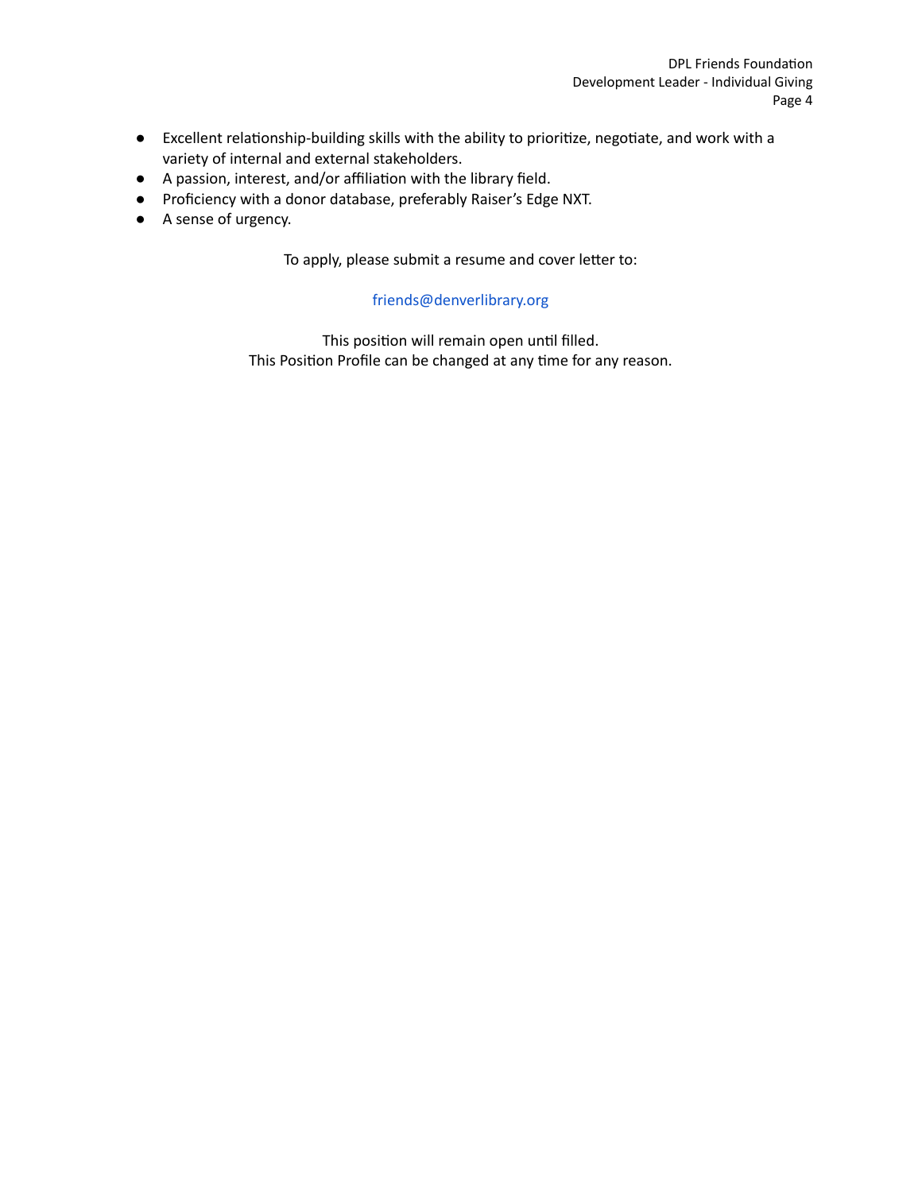- Excellent relationship-building skills with the ability to prioritize, negotiate, and work with a variety of internal and external stakeholders.
- A passion, interest, and/or affiliation with the library field.
- Proficiency with a donor database, preferably Raiser's Edge NXT.
- A sense of urgency.

To apply, please submit a resume and cover letter to:

friends@denverlibrary.org

This position will remain open until filled.
This Position Profile can be changed at any time for any reason.